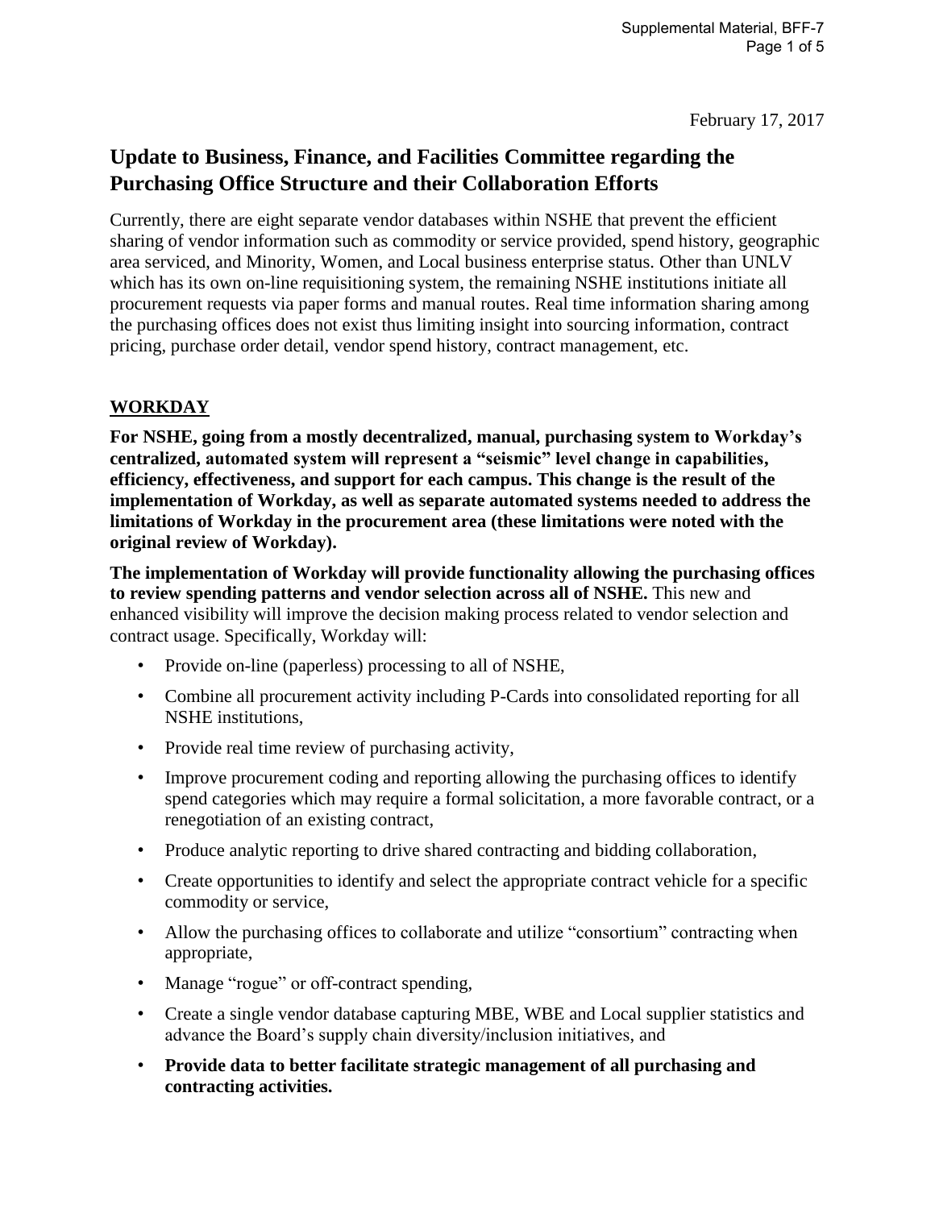February 17, 2017

# Update to Business, Finance, and Facilities Committee regarding the Purchasing Office Structure and their Collaboration Efforts

Currently, there are eight separate vendor databases within NSHE that prevent the efficient sharing of vendor information such as commodity or service provided, spend history, geographic area serviced, and Minority, Women, and Local business enterprise status. Other than UNLV which has its own on-line requisitioning system, the remaining NSHE institutions initiate all procurement requests via paper forms and manual routes. Real time information sharing among the purchasing offices does not exist thus limiting insight into sourcing information, contract pricing, purchase order detail, vendor spend history, contract management, etc.

## WORKDAY

**For NSHE, going from a mostly decentralized, manual, purchasing system to Workday's centralized, automated system will represent a "seismic" level change in capabilities, efficiency, effectiveness, and support for each campus. This change is the result of the implementation of Workday, as well as separate automated systems needed to address the limitations of Workday in the procurement area (these limitations were noted with the original review of Workday).**

**The implementation of Workday will provide functionality allowing the purchasing offices to review spending patterns and vendor selection across all of NSHE.** This new and enhanced visibility will improve the decision making process related to vendor selection and contract usage. Specifically, Workday will:

- Provide on-line (paperless) processing to all of NSHE,
- Combine all procurement activity including P-Cards into consolidated reporting for all NSHE institutions,
- Provide real time review of purchasing activity,
- Improve procurement coding and reporting allowing the purchasing offices to identify spend categories which may require a formal solicitation, a more favorable contract, or a renegotiation of an existing contract,
- Produce analytic reporting to drive shared contracting and bidding collaboration,
- Create opportunities to identify and select the appropriate contract vehicle for a specific commodity or service,
- Allow the purchasing offices to collaborate and utilize "consortium" contracting when appropriate,
- Manage "rogue" or off-contract spending,
- Create a single vendor database capturing MBE, WBE and Local supplier statistics and advance the Board's supply chain diversity/inclusion initiatives, and
- **Provide data to better facilitate strategic management of all purchasing and contracting activities.**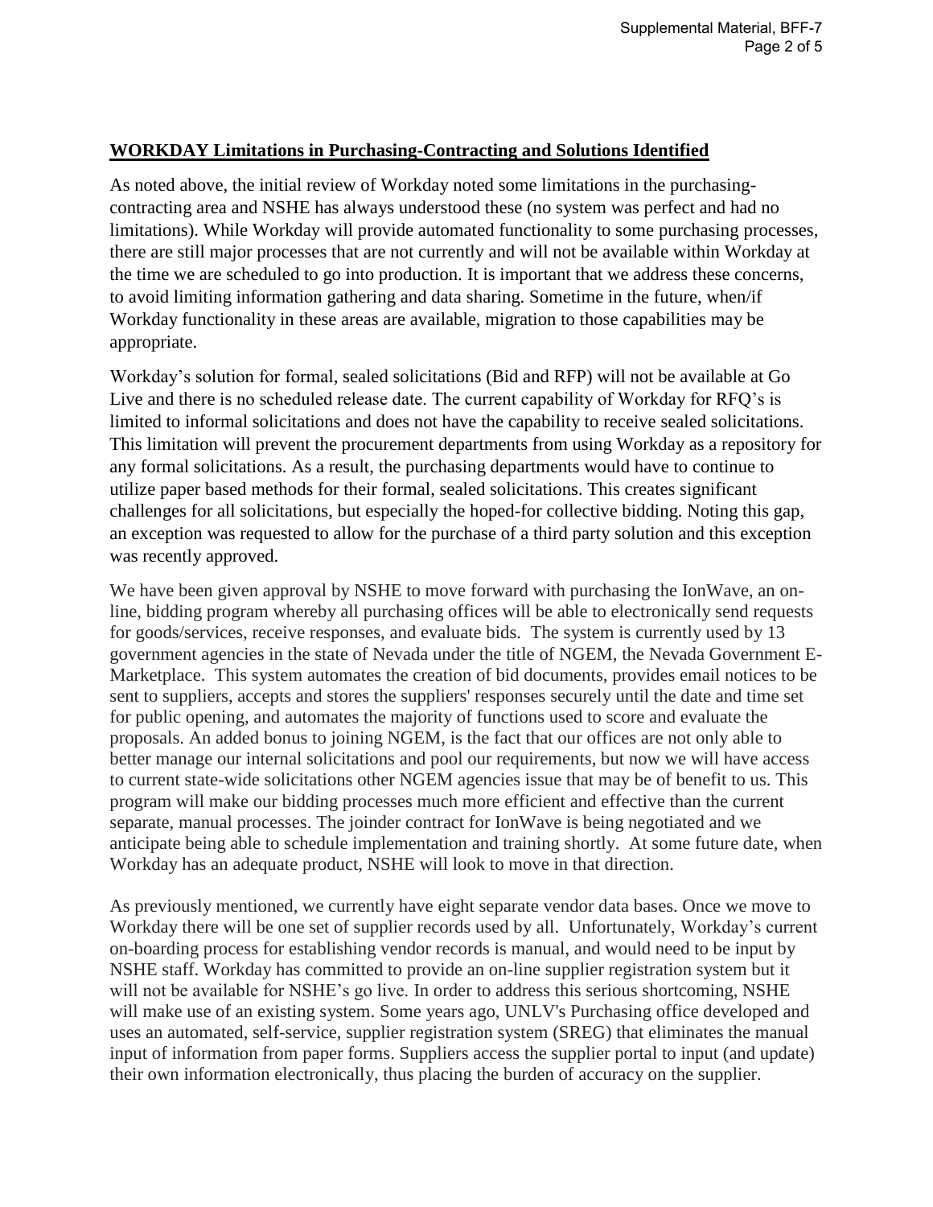**WORKDAY Limitations in Purchasing-Contracting and Solutions Identified**

As noted above, the initial review of Workday noted some limitations in the purchasing-contracting area and NSHE has always understood these (no system was perfect and had no limitations). While Workday will provide automated functionality to some purchasing processes, there are still major processes that are not currently and will not be available within Workday at the time we are scheduled to go into production. It is important that we address these concerns, to avoid limiting information gathering and data sharing. Sometime in the future, when/if Workday functionality in these areas are available, migration to those capabilities may be appropriate.

Workday's solution for formal, sealed solicitations (Bid and RFP) will not be available at Go Live and there is no scheduled release date. The current capability of Workday for RFQ's is limited to informal solicitations and does not have the capability to receive sealed solicitations. This limitation will prevent the procurement departments from using Workday as a repository for any formal solicitations. As a result, the purchasing departments would have to continue to utilize paper based methods for their formal, sealed solicitations. This creates significant challenges for all solicitations, but especially the hoped-for collective bidding. Noting this gap, an exception was requested to allow for the purchase of a third party solution and this exception was recently approved.

We have been given approval by NSHE to move forward with purchasing the IonWave, an on-line, bidding program whereby all purchasing offices will be able to electronically send requests for goods/services, receive responses, and evaluate bids. The system is currently used by 13 government agencies in the state of Nevada under the title of NGEM, the Nevada Government E-Marketplace. This system automates the creation of bid documents, provides email notices to be sent to suppliers, accepts and stores the suppliers' responses securely until the date and time set for public opening, and automates the majority of functions used to score and evaluate the proposals. An added bonus to joining NGEM, is the fact that our offices are not only able to better manage our internal solicitations and pool our requirements, but now we will have access to current state-wide solicitations other NGEM agencies issue that may be of benefit to us. This program will make our bidding processes much more efficient and effective than the current separate, manual processes. The joinder contract for IonWave is being negotiated and we anticipate being able to schedule implementation and training shortly. At some future date, when Workday has an adequate product, NSHE will look to move in that direction.

As previously mentioned, we currently have eight separate vendor data bases. Once we move to Workday there will be one set of supplier records used by all. Unfortunately, Workday's current on-boarding process for establishing vendor records is manual, and would need to be input by NSHE staff. Workday has committed to provide an on-line supplier registration system but it will not be available for NSHE's go live. In order to address this serious shortcoming, NSHE will make use of an existing system. Some years ago, UNLV's Purchasing office developed and uses an automated, self-service, supplier registration system (SREG) that eliminates the manual input of information from paper forms. Suppliers access the supplier portal to input (and update) their own information electronically, thus placing the burden of accuracy on the supplier.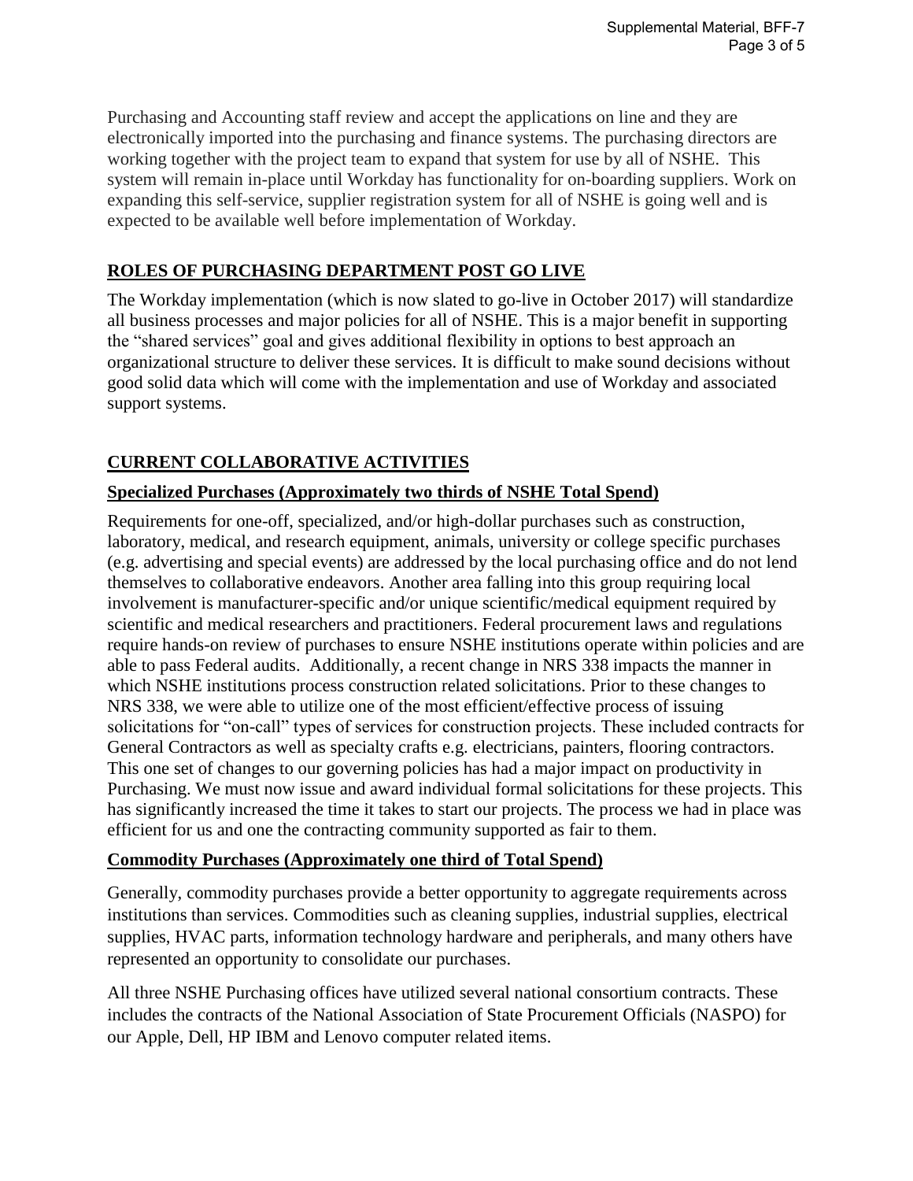Purchasing and Accounting staff review and accept the applications on line and they are electronically imported into the purchasing and finance systems. The purchasing directors are working together with the project team to expand that system for use by all of NSHE. This system will remain in-place until Workday has functionality for on-boarding suppliers. Work on expanding this self-service, supplier registration system for all of NSHE is going well and is expected to be available well before implementation of Workday.

## ROLES OF PURCHASING DEPARTMENT POST GO LIVE

The Workday implementation (which is now slated to go-live in October 2017) will standardize all business processes and major policies for all of NSHE. This is a major benefit in supporting the "shared services" goal and gives additional flexibility in options to best approach an organizational structure to deliver these services. It is difficult to make sound decisions without good solid data which will come with the implementation and use of Workday and associated support systems.

## CURRENT COLLABORATIVE ACTIVITIES

### Specialized Purchases (Approximately two thirds of NSHE Total Spend)

Requirements for one-off, specialized, and/or high-dollar purchases such as construction, laboratory, medical, and research equipment, animals, university or college specific purchases (e.g. advertising and special events) are addressed by the local purchasing office and do not lend themselves to collaborative endeavors. Another area falling into this group requiring local involvement is manufacturer-specific and/or unique scientific/medical equipment required by scientific and medical researchers and practitioners. Federal procurement laws and regulations require hands-on review of purchases to ensure NSHE institutions operate within policies and are able to pass Federal audits. Additionally, a recent change in NRS 338 impacts the manner in which NSHE institutions process construction related solicitations. Prior to these changes to NRS 338, we were able to utilize one of the most efficient/effective process of issuing solicitations for "on-call" types of services for construction projects. These included contracts for General Contractors as well as specialty crafts e.g. electricians, painters, flooring contractors. This one set of changes to our governing policies has had a major impact on productivity in Purchasing. We must now issue and award individual formal solicitations for these projects. This has significantly increased the time it takes to start our projects. The process we had in place was efficient for us and one the contracting community supported as fair to them.

### Commodity Purchases (Approximately one third of Total Spend)

Generally, commodity purchases provide a better opportunity to aggregate requirements across institutions than services. Commodities such as cleaning supplies, industrial supplies, electrical supplies, HVAC parts, information technology hardware and peripherals, and many others have represented an opportunity to consolidate our purchases.

All three NSHE Purchasing offices have utilized several national consortium contracts. These includes the contracts of the National Association of State Procurement Officials (NASPO) for our Apple, Dell, HP IBM and Lenovo computer related items.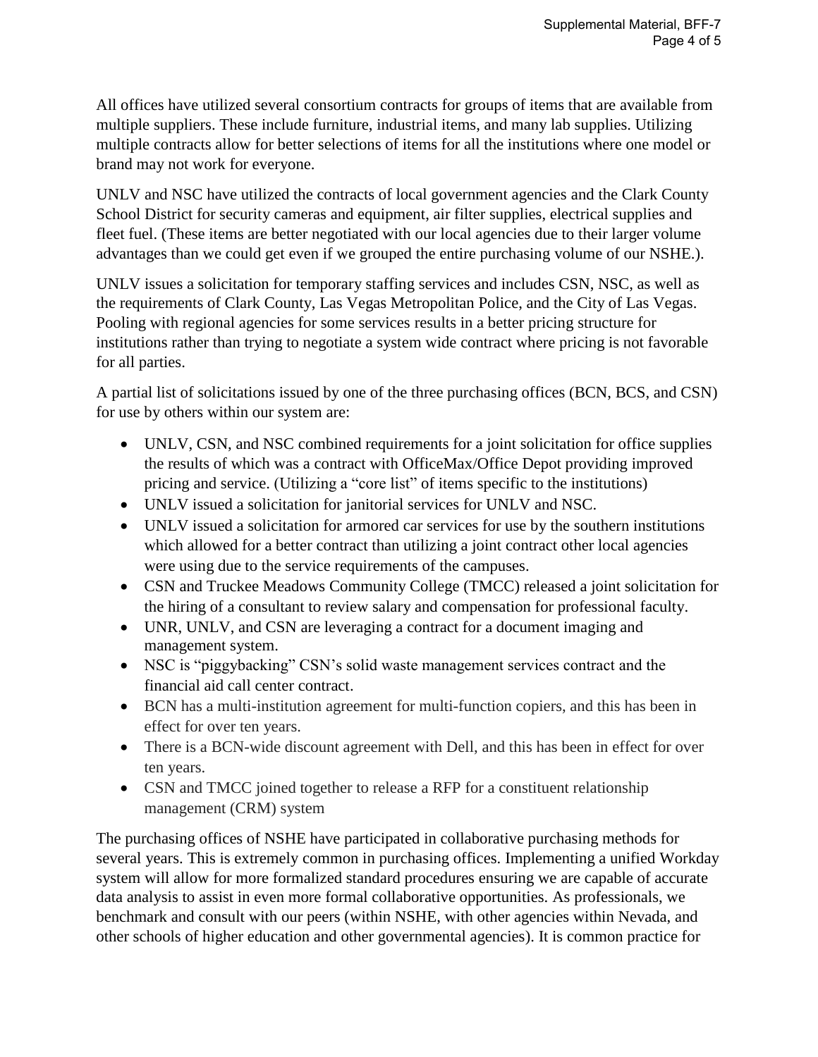All offices have utilized several consortium contracts for groups of items that are available from multiple suppliers. These include furniture, industrial items, and many lab supplies. Utilizing multiple contracts allow for better selections of items for all the institutions where one model or brand may not work for everyone.

UNLV and NSC have utilized the contracts of local government agencies and the Clark County School District for security cameras and equipment, air filter supplies, electrical supplies and fleet fuel. (These items are better negotiated with our local agencies due to their larger volume advantages than we could get even if we grouped the entire purchasing volume of our NSHE.).

UNLV issues a solicitation for temporary staffing services and includes CSN, NSC, as well as the requirements of Clark County, Las Vegas Metropolitan Police, and the City of Las Vegas. Pooling with regional agencies for some services results in a better pricing structure for institutions rather than trying to negotiate a system wide contract where pricing is not favorable for all parties.

A partial list of solicitations issued by one of the three purchasing offices (BCN, BCS, and CSN) for use by others within our system are:

- UNLV, CSN, and NSC combined requirements for a joint solicitation for office supplies the results of which was a contract with OfficeMax/Office Depot providing improved pricing and service. (Utilizing a "core list" of items specific to the institutions)
- UNLV issued a solicitation for janitorial services for UNLV and NSC.
- UNLV issued a solicitation for armored car services for use by the southern institutions which allowed for a better contract than utilizing a joint contract other local agencies were using due to the service requirements of the campuses.
- CSN and Truckee Meadows Community College (TMCC) released a joint solicitation for the hiring of a consultant to review salary and compensation for professional faculty.
- UNR, UNLV, and CSN are leveraging a contract for a document imaging and management system.
- NSC is "piggybacking" CSN's solid waste management services contract and the financial aid call center contract.
- BCN has a multi-institution agreement for multi-function copiers, and this has been in effect for over ten years.
- There is a BCN-wide discount agreement with Dell, and this has been in effect for over ten years.
- CSN and TMCC joined together to release a RFP for a constituent relationship management (CRM) system

The purchasing offices of NSHE have participated in collaborative purchasing methods for several years. This is extremely common in purchasing offices. Implementing a unified Workday system will allow for more formalized standard procedures ensuring we are capable of accurate data analysis to assist in even more formal collaborative opportunities. As professionals, we benchmark and consult with our peers (within NSHE, with other agencies within Nevada, and other schools of higher education and other governmental agencies). It is common practice for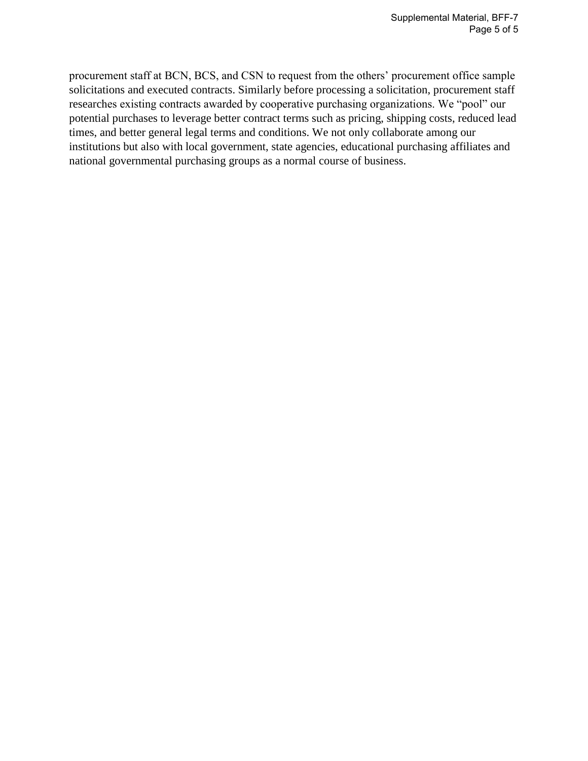procurement staff at BCN, BCS, and CSN to request from the others' procurement office sample solicitations and executed contracts. Similarly before processing a solicitation, procurement staff researches existing contracts awarded by cooperative purchasing organizations. We "pool" our potential purchases to leverage better contract terms such as pricing, shipping costs, reduced lead times, and better general legal terms and conditions. We not only collaborate among our institutions but also with local government, state agencies, educational purchasing affiliates and national governmental purchasing groups as a normal course of business.